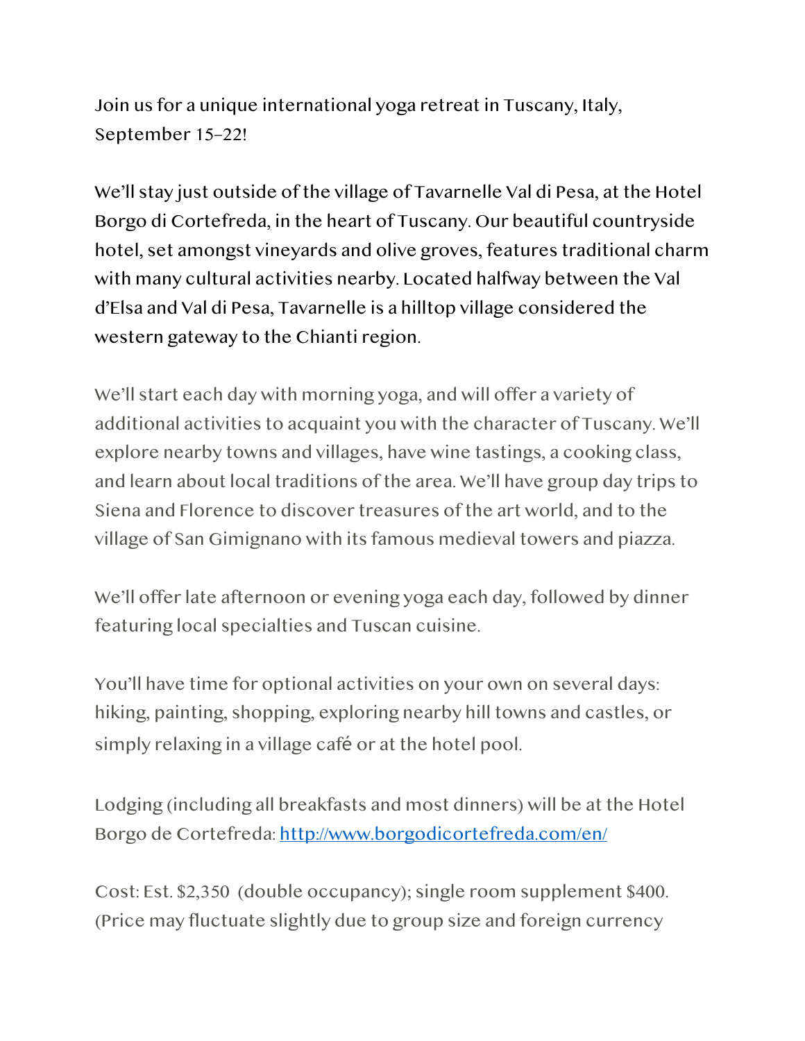Join us for a unique international yoga retreat in Tuscany, Italy, September 15–22!

We'll stay just outside of the village of Tavarnelle Val di Pesa, at the Hotel Borgo di Cortefreda, in the heart of Tuscany. Our beautiful countryside hotel, set amongst vineyards and olive groves, features traditional charm with many cultural activities nearby. Located halfway between the Val d'Elsa and Val di Pesa, Tavarnelle is a hilltop village considered the western gateway to the Chianti region.

We'll start each day with morning yoga, and will offer a variety of additional activities to acquaint you with the character of Tuscany. We'll explore nearby towns and villages, have wine tastings, a cooking class, and learn about local traditions of the area. We'll have group day trips to Siena and Florence to discover treasures of the art world, and to the village of San Gimignano with its famous medieval towers and piazza.

We'll offer late afternoon or evening yoga each day, followed by dinner featuring local specialties and Tuscan cuisine.

You'll have time for optional activities on your own on several days: hiking, painting, shopping, exploring nearby hill towns and castles, or simply relaxing in a village café or at the hotel pool.

Lodging (including all breakfasts and most dinners) will be at the Hotel Borgo de Cortefreda: [http://www.borgodicortefreda.com/en/](http://www.borgodicortefreda.com/en/)

Cost: Est. $2,350 (double occupancy); single room supplement $400. (Price may fluctuate slightly due to group size and foreign currency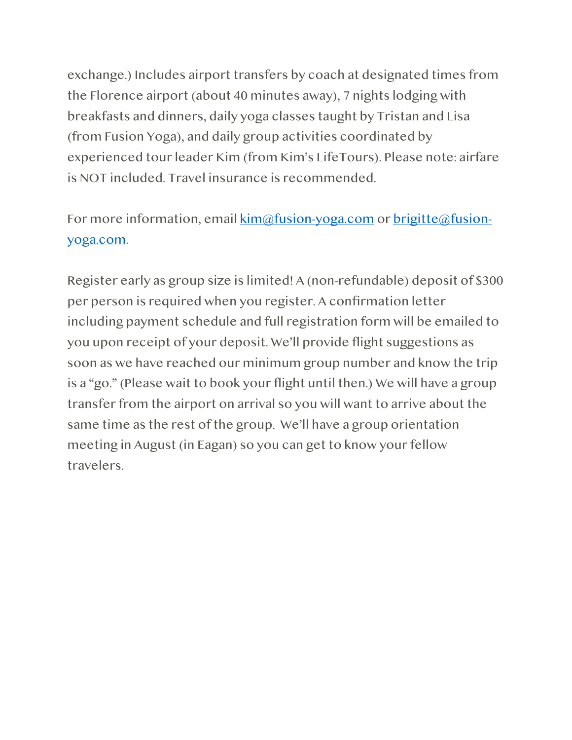exchange.) Includes airport transfers by coach at designated times from the Florence airport (about 40 minutes away), 7 nights lodging with breakfasts and dinners, daily yoga classes taught by Tristan and Lisa (from Fusion Yoga), and daily group activities coordinated by experienced tour leader Kim (from Kim's LifeTours). Please note: airfare is NOT included. Travel insurance is recommended.

For more information, email [kim@fusion-yoga.com](mailto:kim@fusion-yoga.com) or [brigitte@fusion-yoga.com](mailto:brigitte@fusion-yoga.com).

Register early as group size is limited! A (non-refundable) deposit of $300 per person is required when you register. A confirmation letter including payment schedule and full registration form will be emailed to you upon receipt of your deposit. We'll provide flight suggestions as soon as we have reached our minimum group number and know the trip is a "go." (Please wait to book your flight until then.) We will have a group transfer from the airport on arrival so you will want to arrive about the same time as the rest of the group. We'll have a group orientation meeting in August (in Eagan) so you can get to know your fellow travelers.